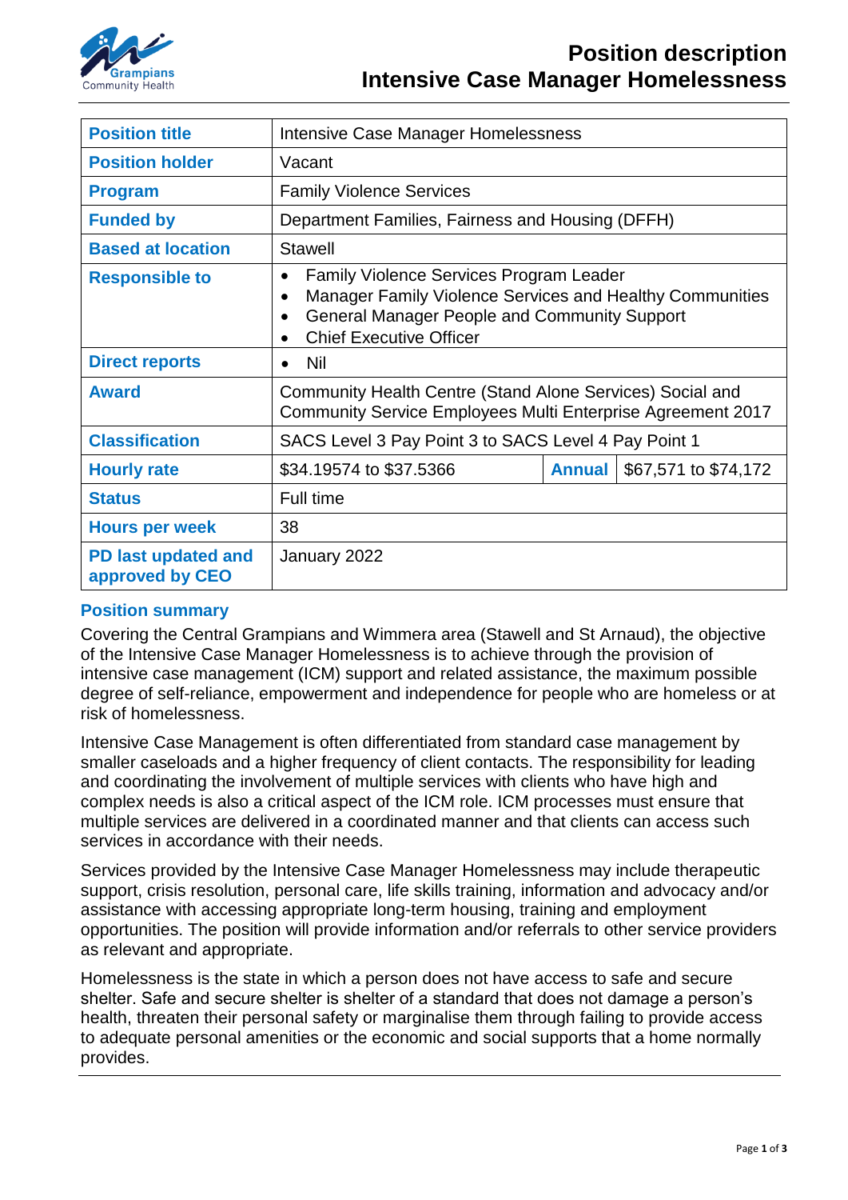# Position description
# Intensive Case Manager Homelessness

| Position title | Intensive Case Manager Homelessness | | |
|---|---|---|---|
| Position holder | Vacant | | |
| Program | Family Violence Services | | |
| Funded by | Department Families, Fairness and Housing (DFFH) | | |
| Based at location | Stawell | | |
| Responsible to | • Family Violence Services Program Leader<br>• Manager Family Violence Services and Healthy Communities<br>• General Manager People and Community Support<br>• Chief Executive Officer | | |
| Direct reports | • Nil | | |
| Award | Community Health Centre (Stand Alone Services) Social and Community Service Employees Multi Enterprise Agreement 2017 | | |
| Classification | SACS Level 3 Pay Point 3 to SACS Level 4 Pay Point 1 | | |
| Hourly rate | $34.19574 to $37.5366 | Annual | $67,571 to $74,172 |
| Status | Full time | | |
| Hours per week | 38 | | |
| PD last updated and approved by CEO | January 2022 | | |

## Position summary

Covering the Central Grampians and Wimmera area (Stawell and St Arnaud), the objective of the Intensive Case Manager Homelessness is to achieve through the provision of intensive case management (ICM) support and related assistance, the maximum possible degree of self-reliance, empowerment and independence for people who are homeless or at risk of homelessness.

Intensive Case Management is often differentiated from standard case management by smaller caseloads and a higher frequency of client contacts. The responsibility for leading and coordinating the involvement of multiple services with clients who have high and complex needs is also a critical aspect of the ICM role. ICM processes must ensure that multiple services are delivered in a coordinated manner and that clients can access such services in accordance with their needs.

Services provided by the Intensive Case Manager Homelessness may include therapeutic support, crisis resolution, personal care, life skills training, information and advocacy and/or assistance with accessing appropriate long-term housing, training and employment opportunities. The position will provide information and/or referrals to other service providers as relevant and appropriate.

Homelessness is the state in which a person does not have access to safe and secure shelter. Safe and secure shelter is shelter of a standard that does not damage a person's health, threaten their personal safety or marginalise them through failing to provide access to adequate personal amenities or the economic and social supports that a home normally provides.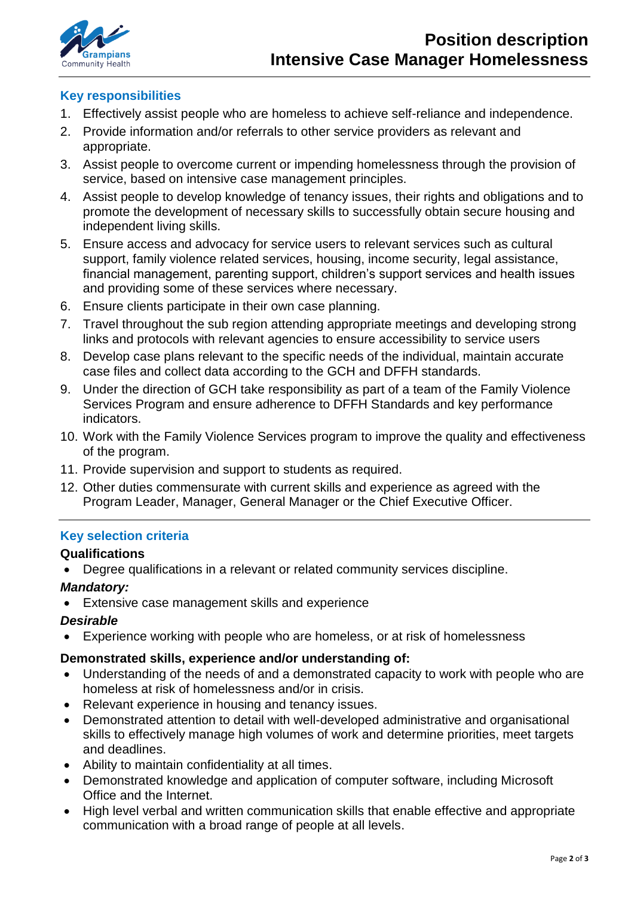## Key responsibilities

1. Effectively assist people who are homeless to achieve self-reliance and independence.
2. Provide information and/or referrals to other service providers as relevant and appropriate.
3. Assist people to overcome current or impending homelessness through the provision of service, based on intensive case management principles.
4. Assist people to develop knowledge of tenancy issues, their rights and obligations and to promote the development of necessary skills to successfully obtain secure housing and independent living skills.
5. Ensure access and advocacy for service users to relevant services such as cultural support, family violence related services, housing, income security, legal assistance, financial management, parenting support, children's support services and health issues and providing some of these services where necessary.
6. Ensure clients participate in their own case planning.
7. Travel throughout the sub region attending appropriate meetings and developing strong links and protocols with relevant agencies to ensure accessibility to service users
8. Develop case plans relevant to the specific needs of the individual, maintain accurate case files and collect data according to the GCH and DFFH standards.
9. Under the direction of GCH take responsibility as part of a team of the Family Violence Services Program and ensure adherence to DFFH Standards and key performance indicators.
10. Work with the Family Violence Services program to improve the quality and effectiveness of the program.
11. Provide supervision and support to students as required.
12. Other duties commensurate with current skills and experience as agreed with the Program Leader, Manager, General Manager or the Chief Executive Officer.

## Key selection criteria

### Qualifications

- Degree qualifications in a relevant or related community services discipline.

***Mandatory:***

- Extensive case management skills and experience

***Desirable***

- Experience working with people who are homeless, or at risk of homelessness

### Demonstrated skills, experience and/or understanding of:

- Understanding of the needs of and a demonstrated capacity to work with people who are homeless at risk of homelessness and/or in crisis.
- Relevant experience in housing and tenancy issues.
- Demonstrated attention to detail with well-developed administrative and organisational skills to effectively manage high volumes of work and determine priorities, meet targets and deadlines.
- Ability to maintain confidentiality at all times.
- Demonstrated knowledge and application of computer software, including Microsoft Office and the Internet.
- High level verbal and written communication skills that enable effective and appropriate communication with a broad range of people at all levels.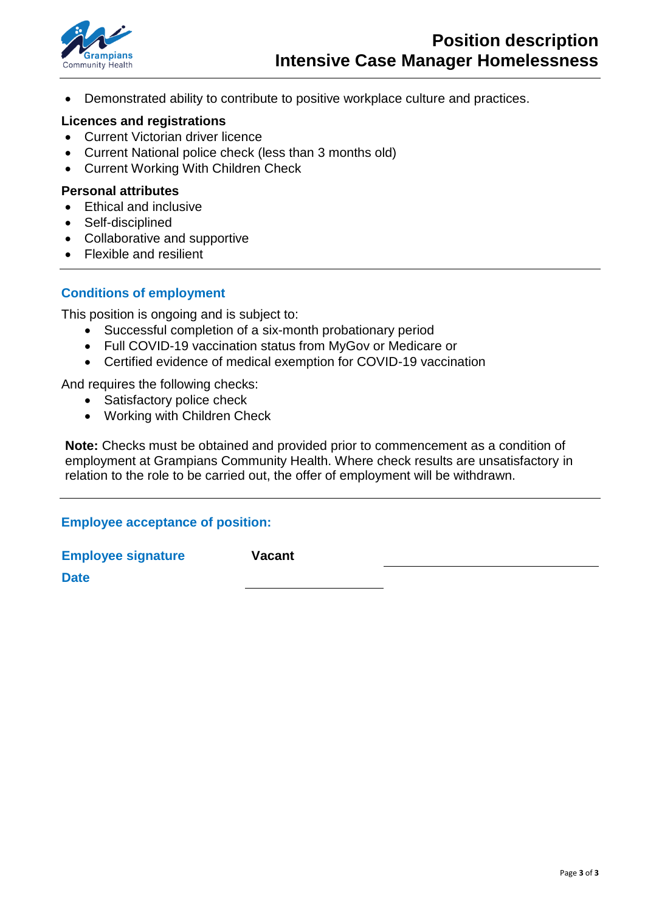- Demonstrated ability to contribute to positive workplace culture and practices.

**Licences and registrations**

- Current Victorian driver licence
- Current National police check (less than 3 months old)
- Current Working With Children Check

**Personal attributes**

- Ethical and inclusive
- Self-disciplined
- Collaborative and supportive
- Flexible and resilient

## Conditions of employment

This position is ongoing and is subject to:

- Successful completion of a six-month probationary period
- Full COVID-19 vaccination status from MyGov or Medicare or
- Certified evidence of medical exemption for COVID-19 vaccination

And requires the following checks:

- Satisfactory police check
- Working with Children Check

**Note:** Checks must be obtained and provided prior to commencement as a condition of employment at Grampians Community Health. Where check results are unsatisfactory in relation to the role to be carried out, the offer of employment will be withdrawn.

## Employee acceptance of position:

**Employee signature** **Vacant** ______________________

**Date** ______________________